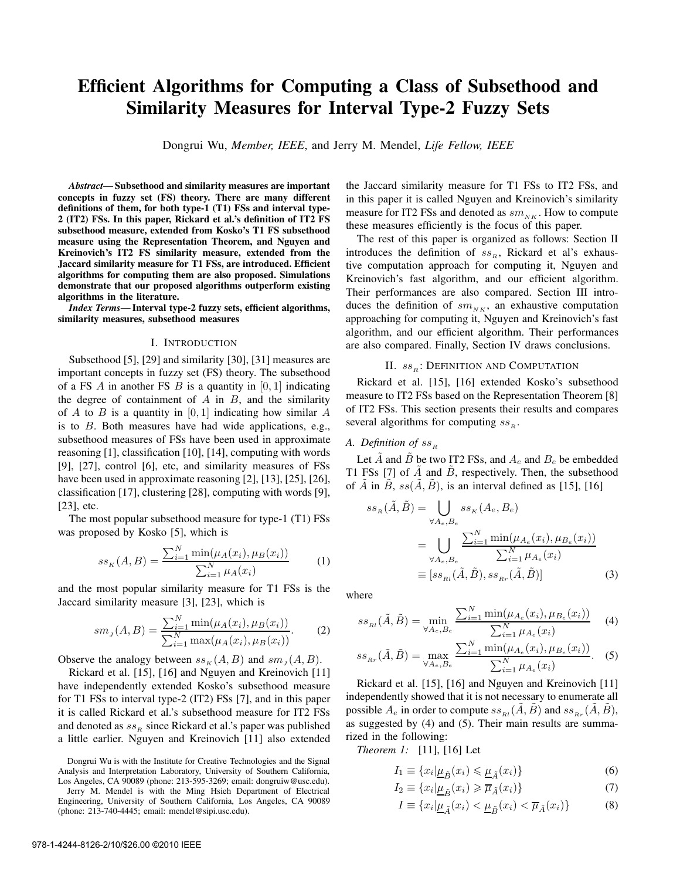# Efficient Algorithms for Computing a Class of Subsethood and Similarity Measures for Interval Type-2 Fuzzy Sets

Dongrui Wu, *Member, IEEE*, and Jerry M. Mendel, *Life Fellow, IEEE*

***Abstract*— Subsethood and similarity measures are important concepts in fuzzy set (FS) theory. There are many different definitions of them, for both type-1 (T1) FSs and interval type-2 (IT2) FSs. In this paper, Rickard et al.'s definition of IT2 FS subsethood measure, extended from Kosko's T1 FS subsethood measure using the Representation Theorem, and Nguyen and Kreinovich's IT2 FS similarity measure, extended from the Jaccard similarity measure for T1 FSs, are introduced. Efficient algorithms for computing them are also proposed. Simulations demonstrate that our proposed algorithms outperform existing algorithms in the literature.**

***Index Terms*— Interval type-2 fuzzy sets, efficient algorithms, similarity measures, subsethood measures**

## I. Introduction

Subsethood [5], [29] and similarity [30], [31] measures are important concepts in fuzzy set (FS) theory. The subsethood of a FS $A$ in another FS $B$ is a quantity in $[0, 1]$ indicating the degree of containment of $A$ in $B$, and the similarity of $A$ to $B$ is a quantity in $[0, 1]$ indicating how similar $A$ is to $B$. Both measures have had wide applications, e.g., subsethood measures of FSs have been used in approximate reasoning [1], classification [10], [14], computing with words [9], [27], control [6], etc, and similarity measures of FSs have been used in approximate reasoning [2], [13], [25], [26], classification [17], clustering [28], computing with words [9], [23], etc.

The most popular subsethood measure for type-1 (T1) FSs was proposed by Kosko [5], which is

$$ss_K(A, B) = \frac{\sum_{i=1}^{N} \min(\mu_A(x_i), \mu_B(x_i))}{\sum_{i=1}^{N} \mu_A(x_i)} \quad (1)$$

and the most popular similarity measure for T1 FSs is the Jaccard similarity measure [3], [23], which is

$$sm_J(A, B) = \frac{\sum_{i=1}^{N} \min(\mu_A(x_i), \mu_B(x_i))}{\sum_{i=1}^{N} \max(\mu_A(x_i), \mu_B(x_i))}. \quad (2)$$

Observe the analogy between $ss_K(A, B)$ and $sm_J(A, B)$.

Rickard et al. [15], [16] and Nguyen and Kreinovich [11] have independently extended Kosko's subsethood measure for T1 FSs to interval type-2 (IT2) FSs [7], and in this paper it is called Rickard et al.'s subsethood measure for IT2 FSs and denoted as $ss_R$ since Rickard et al.'s paper was published a little earlier. Nguyen and Kreinovich [11] also extended the Jaccard similarity measure for T1 FSs to IT2 FSs, and in this paper it is called Nguyen and Kreinovich's similarity measure for IT2 FSs and denoted as $sm_{NK}$. How to compute these measures efficiently is the focus of this paper.

The rest of this paper is organized as follows: Section II introduces the definition of $ss_R$, Rickard et al's exhaustive computation approach for computing it, Nguyen and Kreinovich's fast algorithm, and our efficient algorithm. Their performances are also compared. Section III introduces the definition of $sm_{NK}$, an exhaustive computation approaching for computing it, Nguyen and Kreinovich's fast algorithm, and our efficient algorithm. Their performances are also compared. Finally, Section IV draws conclusions.

Dongrui Wu is with the Institute for Creative Technologies and the Signal Analysis and Interpretation Laboratory, University of Southern California, Los Angeles, CA 90089 (phone: 213-595-3269; email: dongruiw@usc.edu).

Jerry M. Mendel is with the Ming Hsieh Department of Electrical Engineering, University of Southern California, Los Angeles, CA 90089 (phone: 213-740-4445; email: mendel@sipi.usc.edu).

## II. $ss_R$: Definition and Computation

Rickard et al. [15], [16] extended Kosko's subsethood measure to IT2 FSs based on the Representation Theorem [8] of IT2 FSs. This section presents their results and compares several algorithms for computing $ss_R$.

### A. Definition of $ss_R$

Let $\tilde{A}$ and $\tilde{B}$ be two IT2 FSs, and $A_e$ and $B_e$ be embedded T1 FSs [7] of $\tilde{A}$ and $\tilde{B}$, respectively. Then, the subsethood of $\tilde{A}$ in $\tilde{B}$, $ss(\tilde{A}, \tilde{B})$, is an interval defined as [15], [16]

$$\begin{aligned} ss_R(\tilde{A}, \tilde{B}) &= \bigcup_{\forall A_e, B_e} ss_K(A_e, B_e) \\ &= \bigcup_{\forall A_e, B_e} \frac{\sum_{i=1}^{N} \min(\mu_{A_e}(x_i), \mu_{B_e}(x_i))}{\sum_{i=1}^{N} \mu_{A_e}(x_i)} \\ &\equiv [ss_{Rl}(\tilde{A}, \tilde{B}), ss_{Rr}(\tilde{A}, \tilde{B})] \end{aligned} \quad (3)$$

where

$$ss_{Rl}(\tilde{A}, \tilde{B}) = \min_{\forall A_e, B_e} \frac{\sum_{i=1}^{N} \min(\mu_{A_e}(x_i), \mu_{B_e}(x_i))}{\sum_{i=1}^{N} \mu_{A_e}(x_i)} \quad (4)$$

$$ss_{Rr}(\tilde{A}, \tilde{B}) = \max_{\forall A_e, B_e} \frac{\sum_{i=1}^{N} \min(\mu_{A_e}(x_i), \mu_{B_e}(x_i))}{\sum_{i=1}^{N} \mu_{A_e}(x_i)}. \quad (5)$$

Rickard et al. [15], [16] and Nguyen and Kreinovich [11] independently showed that it is not necessary to enumerate all possible $A_e$ in order to compute $ss_{Rl}(\tilde{A}, \tilde{B})$ and $ss_{Rr}(\tilde{A}, \tilde{B})$, as suggested by (4) and (5). Their main results are summarized in the following:

*Theorem 1:* [11], [16] Let

$$I_1 \equiv \{x_i | \underline{\mu}_{\tilde{B}}(x_i) \leqslant \underline{\mu}_{\tilde{A}}(x_i)\} \quad (6)$$

$$I_2 \equiv \{x_i | \underline{\mu}_{\tilde{B}}(x_i) \geqslant \overline{\mu}_{\tilde{A}}(x_i)\} \quad (7)$$

$$I \equiv \{x_i | \underline{\mu}_{\tilde{A}}(x_i) < \underline{\mu}_{\tilde{B}}(x_i) < \overline{\mu}_{\tilde{A}}(x_i)\} \quad (8)$$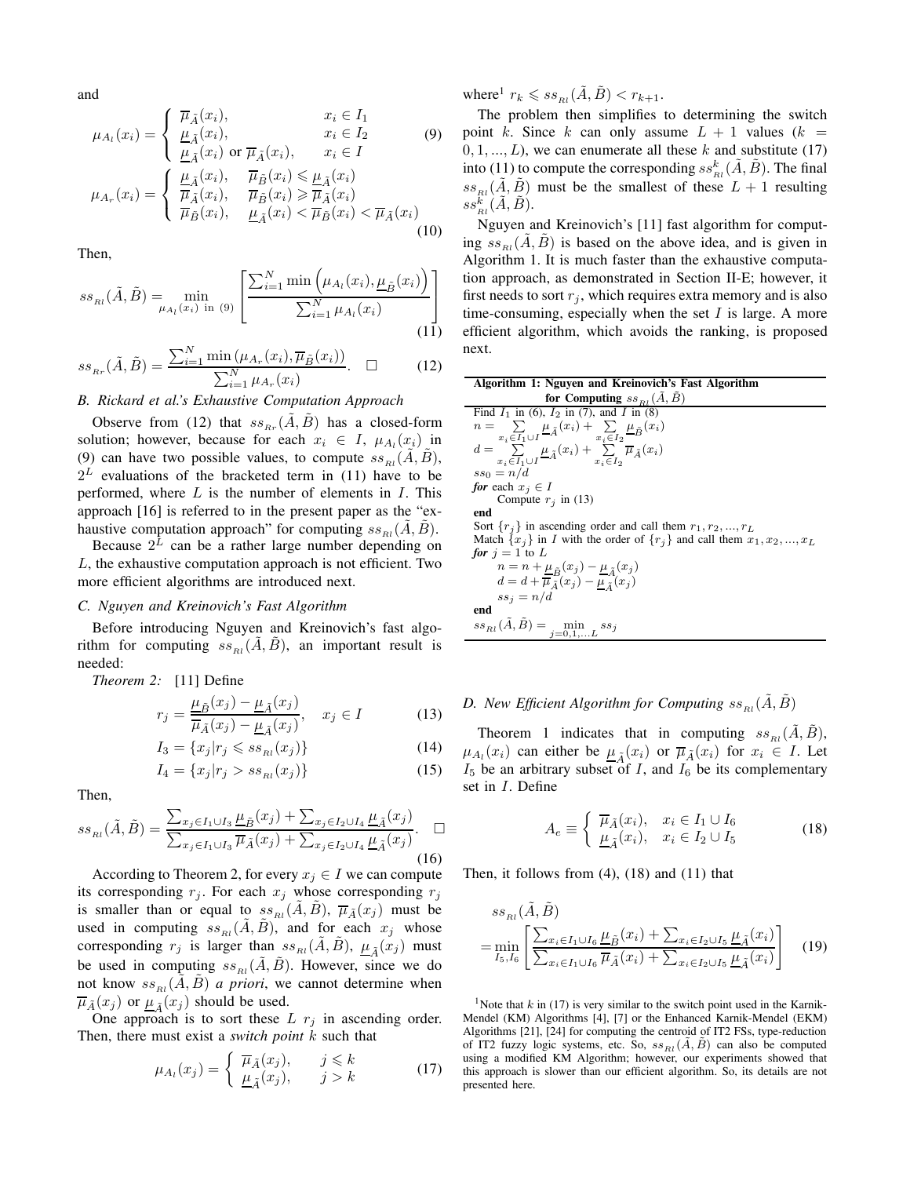and

$$\mu_{A_l}(x_i) = \begin{cases} \overline{\mu}_{\tilde{A}}(x_i), & x_i \in I_1 \\ \underline{\mu}_{\tilde{A}}(x_i), & x_i \in I_2 \\ \underline{\mu}_{\tilde{A}}(x_i) \text{ or } \overline{\mu}_{\tilde{A}}(x_i), & x_i \in I \end{cases} \tag{9}$$

$$\mu_{A_r}(x_i) = \begin{cases} \underline{\mu}_{\tilde{A}}(x_i), & \overline{\mu}_{\tilde{B}}(x_i) \leqslant \underline{\mu}_{\tilde{A}}(x_i) \\ \overline{\mu}_{\tilde{A}}(x_i), & \overline{\mu}_{\tilde{B}}(x_i) \geqslant \overline{\mu}_{\tilde{A}}(x_i) \\ \overline{\mu}_{\tilde{B}}(x_i), & \underline{\mu}_{\tilde{A}}(x_i) < \overline{\mu}_{\tilde{B}}(x_i) < \overline{\mu}_{\tilde{A}}(x_i) \end{cases} \tag{10}$$

Then,

$$ss_{Rl}(\tilde{A},\tilde{B}) = \min_{\mu_{A_l}(x_i) \text{ in (9)}} \left[ \frac{\sum_{i=1}^N \min\left(\mu_{A_l}(x_i), \underline{\mu}_{\tilde{B}}(x_i)\right)}{\sum_{i=1}^N \mu_{A_l}(x_i)} \right] \tag{11}$$

$$ss_{Rr}(\tilde{A},\tilde{B}) = \frac{\sum_{i=1}^N \min\left(\mu_{A_r}(x_i), \overline{\mu}_{\tilde{B}}(x_i)\right)}{\sum_{i=1}^N \mu_{A_r}(x_i)}. \quad \square \tag{12}$$

### B. Rickard et al.'s Exhaustive Computation Approach

Observe from (12) that $ss_{Rr}(\tilde{A},\tilde{B})$ has a closed-form solution; however, because for each $x_i \in I$, $\mu_{A_l}(x_i)$ in (9) can have two possible values, to compute $ss_{Rl}(\tilde{A},\tilde{B})$, $2^L$ evaluations of the bracketed term in (11) have to be performed, where $L$ is the number of elements in $I$. This approach [16] is referred to in the present paper as the "exhaustive computation approach" for computing $ss_{Rl}(\tilde{A},\tilde{B})$.

Because $2^L$ can be a rather large number depending on $L$, the exhaustive computation approach is not efficient. Two more efficient algorithms are introduced next.

### C. Nguyen and Kreinovich's Fast Algorithm

Before introducing Nguyen and Kreinovich's fast algorithm for computing $ss_{Rl}(\tilde{A},\tilde{B})$, an important result is needed:

*Theorem 2:* [11] Define

$$r_j = \frac{\underline{\mu}_{\tilde{B}}(x_j) - \underline{\mu}_{\tilde{A}}(x_j)}{\overline{\mu}_{\tilde{A}}(x_j) - \underline{\mu}_{\tilde{A}}(x_j)}, \quad x_j \in I \tag{13}$$

$$I_3 = \{x_j | r_j \leqslant ss_{Rl}(x_j)\} \tag{14}$$

$$I_4 = \{x_j | r_j > ss_{Rl}(x_j)\} \tag{15}$$

Then,

$$ss_{Rl}(\tilde{A},\tilde{B}) = \frac{\sum_{x_j \in I_1 \cup I_3} \underline{\mu}_{\tilde{B}}(x_j) + \sum_{x_j \in I_2 \cup I_4} \underline{\mu}_{\tilde{A}}(x_j)}{\sum_{x_j \in I_1 \cup I_3} \overline{\mu}_{\tilde{A}}(x_j) + \sum_{x_j \in I_2 \cup I_4} \underline{\mu}_{\tilde{A}}(x_j)}. \quad \square \tag{16}$$

According to Theorem 2, for every $x_j \in I$ we can compute its corresponding $r_j$. For each $x_j$ whose corresponding $r_j$ is smaller than or equal to $ss_{Rl}(\tilde{A},\tilde{B})$, $\overline{\mu}_{\tilde{A}}(x_j)$ must be used in computing $ss_{Rl}(\tilde{A},\tilde{B})$, and for each $x_j$ whose corresponding $r_j$ is larger than $ss_{Rl}(\tilde{A},\tilde{B})$, $\underline{\mu}_{\tilde{A}}(x_j)$ must be used in computing $ss_{Rl}(\tilde{A},\tilde{B})$. However, since we do not know $ss_{Rl}(\tilde{A},\tilde{B})$ *a priori*, we cannot determine when $\overline{\mu}_{\tilde{A}}(x_j)$ or $\underline{\mu}_{\tilde{A}}(x_j)$ should be used.

One approach is to sort these $L$ $r_j$ in ascending order. Then, there must exist a *switch point* $k$ such that

$$\mu_{A_l}(x_j) = \begin{cases} \overline{\mu}_{\tilde{A}}(x_j), & j \leqslant k \\ \underline{\mu}_{\tilde{A}}(x_j), & j > k \end{cases} \tag{17}$$

where[1] $r_k \leqslant ss_{Rl}(\tilde{A},\tilde{B}) < r_{k+1}$.

The problem then simplifies to determining the switch point $k$. Since $k$ can only assume $L+1$ values ($k = 0, 1, ..., L$), we can enumerate all these $k$ and substitute (17) into (11) to compute the corresponding $ss^k_{Rl}(\tilde{A},\tilde{B})$. The final $ss_{Rl}(\tilde{A},\tilde{B})$ must be the smallest of these $L+1$ resulting $ss^k_{Rl}(\tilde{A},\tilde{B})$.

Nguyen and Kreinovich's [11] fast algorithm for computing $ss_{Rl}(\tilde{A},\tilde{B})$ is based on the above idea, and is given in Algorithm 1. It is much faster than the exhaustive computation approach, as demonstrated in Section II-E; however, it first needs to sort $r_j$, which requires extra memory and is also time-consuming, especially when the set $I$ is large. A more efficient algorithm, which avoids the ranking, is proposed next.

**Algorithm 1: Nguyen and Kreinovich's Fast Algorithm for Computing $ss_{Rl}(\tilde{A},\tilde{B})$**

Find $I_1$ in (6), $I_2$ in (7), and $I$ in (8)
$n = \sum_{x_i \in I_1 \cup I} \underline{\mu}_{\tilde{A}}(x_i) + \sum_{x_i \in I_2} \underline{\mu}_{\tilde{B}}(x_i)$
$d = \sum_{x_i \in I_1 \cup I} \underline{\mu}_{\tilde{A}}(x_i) + \sum_{x_i \in I_2} \overline{\mu}_{\tilde{A}}(x_i)$
$ss_0 = n/d$
***for*** each $x_j \in I$
  Compute $r_j$ in (13)
**end**
Sort $\{r_j\}$ in ascending order and call them $r_1, r_2, ..., r_L$
Match $\{x_j\}$ in $I$ with the order of $\{r_j\}$ and call them $x_1, x_2, ..., x_L$
***for*** $j = 1$ to $L$
  $n = n + \underline{\mu}_{\tilde{B}}(x_j) - \underline{\mu}_{\tilde{A}}(x_j)$
  $d = d + \overline{\mu}_{\tilde{A}}(x_j) - \underline{\mu}_{\tilde{A}}(x_j)$
  $ss_j = n/d$
**end**
$ss_{Rl}(\tilde{A},\tilde{B}) = \min_{j=0,1,...L} ss_j$

### D. New Efficient Algorithm for Computing $ss_{Rl}(\tilde{A},\tilde{B})$

Theorem 1 indicates that in computing $ss_{Rl}(\tilde{A},\tilde{B})$, $\mu_{A_l}(x_i)$ can either be $\underline{\mu}_{\tilde{A}}(x_i)$ or $\overline{\mu}_{\tilde{A}}(x_i)$ for $x_i \in I$. Let $I_5$ be an arbitrary subset of $I$, and $I_6$ be its complementary set in $I$. Define

$$A_e \equiv \begin{cases} \overline{\mu}_{\tilde{A}}(x_i), & x_i \in I_1 \cup I_6 \\ \underline{\mu}_{\tilde{A}}(x_i), & x_i \in I_2 \cup I_5 \end{cases} \tag{18}$$

Then, it follows from (4), (18) and (11) that

$$ss_{Rl}(\tilde{A},\tilde{B}) = \min_{I_5, I_6} \left[ \frac{\sum_{x_i \in I_1 \cup I_6} \underline{\mu}_{\tilde{B}}(x_i) + \sum_{x_i \in I_2 \cup I_5} \underline{\mu}_{\tilde{A}}(x_i)}{\sum_{x_i \in I_1 \cup I_6} \overline{\mu}_{\tilde{A}}(x_i) + \sum_{x_i \in I_2 \cup I_5} \underline{\mu}_{\tilde{A}}(x_i)} \right] \tag{19}$$

[1] Note that $k$ in (17) is very similar to the switch point used in the Karnik-Mendel (KM) Algorithms [4], [7] or the Enhanced Karnik-Mendel (EKM) Algorithms [21], [24] for computing the centroid of IT2 FSs, type-reduction of IT2 fuzzy logic systems, etc. So, $ss_{Rl}(\tilde{A},\tilde{B})$ can also be computed using a modified KM Algorithm; however, our experiments showed that this approach is slower than our efficient algorithm. So, its details are not presented here.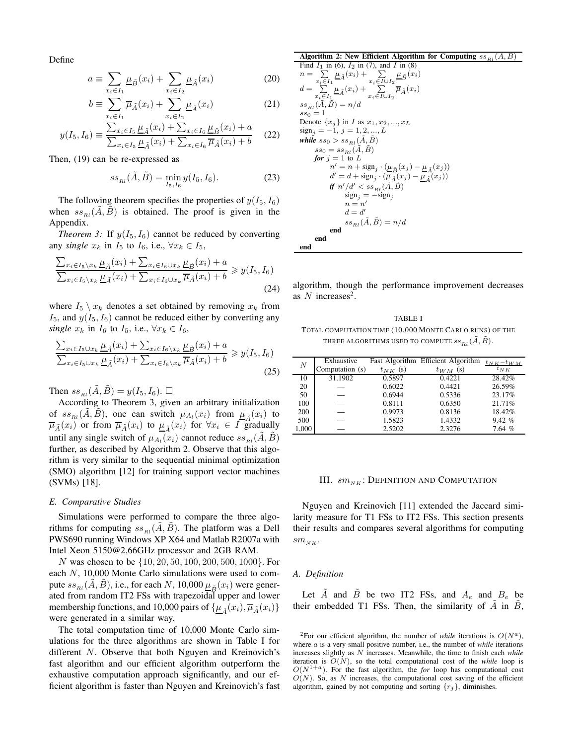Define

$$a \equiv \sum_{x_i \in I_1} \underline{\mu}_{\tilde{B}}(x_i) + \sum_{x_i \in I_2} \underline{\mu}_{\tilde{A}}(x_i) \tag{20}$$

$$b \equiv \sum_{x_i \in I_1} \overline{\mu}_{\tilde{A}}(x_i) + \sum_{x_i \in I_2} \underline{\mu}_{\tilde{A}}(x_i) \tag{21}$$

$$y(I_5, I_6) \equiv \frac{\sum_{x_i \in I_5} \underline{\mu}_{\tilde{A}}(x_i) + \sum_{x_i \in I_6} \underline{\mu}_{\tilde{B}}(x_i) + a}{\sum_{x_i \in I_5} \underline{\mu}_{\tilde{A}}(x_i) + \sum_{x_i \in I_6} \overline{\mu}_{\tilde{A}}(x_i) + b} \tag{22}$$

Then, (19) can be re-expressed as

$$ss_{_{Rl}}(\tilde{A}, \tilde{B}) = \min_{I_5, I_6} y(I_5, I_6). \tag{23}$$

The following theorem specifies the properties of $y(I_5, I_6)$ when $ss_{_{Rl}}(\tilde{A}, \tilde{B})$ is obtained. The proof is given in the Appendix.

*Theorem 3:* If $y(I_5, I_6)$ cannot be reduced by converting any *single* $x_k$ in $I_5$ to $I_6$, i.e., $\forall x_k \in I_5$,

$$\frac{\sum_{x_i \in I_5 \setminus x_k} \underline{\mu}_{\tilde{A}}(x_i) + \sum_{x_i \in I_6 \cup x_k} \underline{\mu}_{\tilde{B}}(x_i) + a}{\sum_{x_i \in I_5 \setminus x_k} \underline{\mu}_{\tilde{A}}(x_i) + \sum_{x_i \in I_6 \cup x_k} \overline{\mu}_{\tilde{A}}(x_i) + b} \geqslant y(I_5, I_6) \tag{24}$$

where $I_5 \setminus x_k$ denotes a set obtained by removing $x_k$ from $I_5$, and $y(I_5, I_6)$ cannot be reduced either by converting any *single* $x_k$ in $I_6$ to $I_5$, i.e., $\forall x_k \in I_6$,

$$\frac{\sum_{x_i \in I_5 \cup x_k} \underline{\mu}_{\tilde{A}}(x_i) + \sum_{x_i \in I_6 \setminus x_k} \underline{\mu}_{\tilde{B}}(x_i) + a}{\sum_{x_i \in I_5 \cup x_k} \underline{\mu}_{\tilde{A}}(x_i) + \sum_{x_i \in I_6 \setminus x_k} \overline{\mu}_{\tilde{A}}(x_i) + b} \geqslant y(I_5, I_6) \tag{25}$$

Then $ss_{_{Rl}}(\tilde{A}, \tilde{B}) = y(I_5, I_6)$. □

According to Theorem 3, given an arbitrary initialization of $ss_{_{Rl}}(\tilde{A}, \tilde{B})$, one can switch $\mu_{A_l}(x_i)$ from $\underline{\mu}_{\tilde{A}}(x_i)$ to $\overline{\mu}_{\tilde{A}}(x_i)$ or from $\overline{\mu}_{\tilde{A}}(x_i)$ to $\underline{\mu}_{\tilde{A}}(x_i)$ for $\forall x_i \in I$ gradually until any single switch of $\mu_{A_l}(x_i)$ cannot reduce $ss_{_{Rl}}(\tilde{A}, \tilde{B})$ further, as described by Algorithm 2. Observe that this algorithm is very similar to the sequential minimal optimization (SMO) algorithm [12] for training support vector machines (SVMs) [18].

**Algorithm 2: New Efficient Algorithm for Computing $ss_{_{Rl}}(\tilde{A}, \tilde{B})$**

```
Find I_1 in (6), I_2 in (7), and I in (8)
n = Σ_{x_i∈I_1} μ̲_Ã(x_i) + Σ_{x_i∈I∪I_2} μ̲_B̃(x_i)
d = Σ_{x_i∈I_1} μ̲_Ã(x_i) + Σ_{x_i∈I∪I_2} μ̄_Ã(x_i)
ss_Rl(Ã, B̃) = n/d
ss_0 = 1
Denote {x_j} in I as x_1, x_2, ..., x_L
sign_j = −1, j = 1, 2, ..., L
while ss_0 > ss_Rl(Ã, B̃)
    ss_0 = ss_Rl(Ã, B̃)
    for j = 1 to L
        n' = n + sign_j · (μ̲_B̃(x_j) − μ̲_Ã(x_j))
        d' = d + sign_j · (μ̄_Ã(x_j) − μ̲_Ã(x_j))
        if n'/d' < ss_Rl(Ã, B̃)
            sign_j = −sign_j
            n = n'
            d = d'
            ss_Rl(Ã, B̃) = n/d
        end
    end
end
```

### E. Comparative Studies

Simulations were performed to compare the three algorithms for computing $ss_{_{Rl}}(\tilde{A}, \tilde{B})$. The platform was a Dell PWS690 running Windows XP X64 and Matlab R2007a with Intel Xeon 5150@2.66GHz processor and 2GB RAM.

$N$ was chosen to be $\{10, 20, 50, 100, 200, 500, 1000\}$. For each $N$, 10,000 Monte Carlo simulations were used to compute $ss_{_{Rl}}(\tilde{A}, \tilde{B})$, i.e., for each $N$, 10,000 $\underline{\mu}_{\tilde{B}}(x_i)$ were generated from random IT2 FSs with trapezoidal upper and lower membership functions, and 10,000 pairs of $\{\underline{\mu}_{\tilde{A}}(x_i), \overline{\mu}_{\tilde{A}}(x_i)\}$ were generated in a similar way.

The total computation time of 10,000 Monte Carlo simulations for the three algorithms are shown in Table I for different $N$. Observe that both Nguyen and Kreinovich's fast algorithm and our efficient algorithm outperform the exhaustive computation approach significantly, and our efficient algorithm is faster than Nguyen and Kreinovich's fast algorithm, though the performance improvement decreases as $N$ increases[2].

TABLE I
TOTAL COMPUTATION TIME (10,000 MONTE CARLO RUNS) OF THE THREE ALGORITHMS USED TO COMPUTE $ss_{_{Rl}}(\tilde{A}, \tilde{B})$.

| $N$ | Exhaustive Computation (s) | Fast Algorithm $t_{NK}$ (s) | Efficient Algorithm $t_{WM}$ (s) | $\frac{t_{NK}-t_{WM}}{t_{NK}}$ |
|---|---|---|---|---|
| 10 | 31.1902 | 0.5897 | 0.4221 | 28.42% |
| 20 | — | 0.6022 | 0.4421 | 26.59% |
| 50 | — | 0.6944 | 0.5336 | 23.17% |
| 100 | — | 0.8111 | 0.6350 | 21.71% |
| 200 | — | 0.9973 | 0.8136 | 18.42% |
| 500 | — | 1.5823 | 1.4332 | 9.42 % |
| 1,000 | — | 2.5202 | 2.3276 | 7.64 % |

## III. $sm_{_{NK}}$: DEFINITION AND COMPUTATION

Nguyen and Kreinovich [11] extended the Jaccard similarity measure for T1 FSs to IT2 FSs. This section presents their results and compares several algorithms for computing $sm_{_{NK}}$.

### A. Definition

Let $\tilde{A}$ and $\tilde{B}$ be two IT2 FSs, and $A_e$ and $B_e$ be their embedded T1 FSs. Then, the similarity of $\tilde{A}$ in $\tilde{B}$,

[2] For our efficient algorithm, the number of *while* iterations is $O(N^a)$, where $a$ is a very small positive number, i.e., the number of *while* iterations increases slightly as $N$ increases. Meanwhile, the time to finish each *while* iteration is $O(N)$, so the total computational cost of the *while* loop is $O(N^{1+a})$. For the fast algorithm, the *for* loop has computational cost $O(N)$. So, as $N$ increases, the computational cost saving of the efficient algorithm, gained by not computing and sorting $\{r_j\}$, diminishes.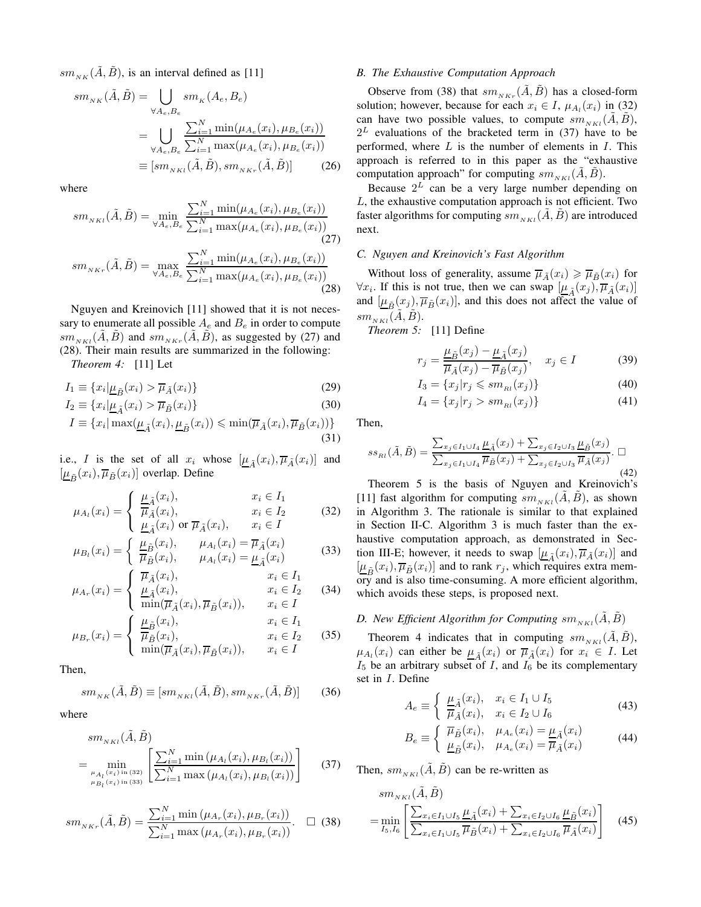$sm_{_{NK}}(\tilde{A},\tilde{B})$, is an interval defined as [11]

$$
\begin{aligned}
sm_{_{NK}}(\tilde{A},\tilde{B}) &= \bigcup_{\forall A_e, B_e} sm_{_K}(A_e, B_e) \\
&= \bigcup_{\forall A_e, B_e} \frac{\sum_{i=1}^N \min(\mu_{A_e}(x_i), \mu_{B_e}(x_i))}{\sum_{i=1}^N \max(\mu_{A_e}(x_i), \mu_{B_e}(x_i))} \\
&\equiv [sm_{_{NKl}}(\tilde{A},\tilde{B}), sm_{_{NKr}}(\tilde{A},\tilde{B})] \qquad (26)
\end{aligned}
$$

where

$$
sm_{_{NKl}}(\tilde{A},\tilde{B}) = \min_{\forall A_e, B_e} \frac{\sum_{i=1}^N \min(\mu_{A_e}(x_i), \mu_{B_e}(x_i))}{\sum_{i=1}^N \max(\mu_{A_e}(x_i), \mu_{B_e}(x_i))} \qquad (27)
$$

$$
sm_{_{NKr}}(\tilde{A},\tilde{B}) = \max_{\forall A_e, B_e} \frac{\sum_{i=1}^N \min(\mu_{A_e}(x_i), \mu_{B_e}(x_i))}{\sum_{i=1}^N \max(\mu_{A_e}(x_i), \mu_{B_e}(x_i))} \qquad (28)
$$

Nguyen and Kreinovich [11] showed that it is not necessary to enumerate all possible $A_e$ and $B_e$ in order to compute $sm_{_{NKl}}(\tilde{A},\tilde{B})$ and $sm_{_{NKr}}(\tilde{A},\tilde{B})$, as suggested by (27) and (28). Their main results are summarized in the following:

*Theorem 4:* [11] Let

$$
I_1 \equiv \{x_i | \underline{\mu}_{\tilde{B}}(x_i) > \overline{\mu}_{\tilde{A}}(x_i)\} \qquad (29)
$$

$$
I_2 \equiv \{x_i | \underline{\mu}_{\tilde{A}}(x_i) > \overline{\mu}_{\tilde{B}}(x_i)\} \qquad (30)
$$

$$
I \equiv \{x_i | \max(\underline{\mu}_{\tilde{A}}(x_i), \underline{\mu}_{\tilde{B}}(x_i)) \leqslant \min(\overline{\mu}_{\tilde{A}}(x_i), \overline{\mu}_{\tilde{B}}(x_i))\} \qquad (31)
$$

i.e., $I$ is the set of all $x_i$ whose $[\underline{\mu}_{\tilde{A}}(x_i), \overline{\mu}_{\tilde{A}}(x_i)]$ and $[\underline{\mu}_{\tilde{B}}(x_i), \overline{\mu}_{\tilde{B}}(x_i)]$ overlap. Define

$$
\mu_{A_l}(x_i) = \begin{cases} \underline{\mu}_{\tilde{A}}(x_i), & x_i \in I_1 \\ \overline{\mu}_{\tilde{A}}(x_i), & x_i \in I_2 \\ \underline{\mu}_{\tilde{A}}(x_i) \text{ or } \overline{\mu}_{\tilde{A}}(x_i), & x_i \in I \end{cases} \qquad (32)
$$

$$
\mu_{B_l}(x_i) = \begin{cases} \underline{\mu}_{\tilde{B}}(x_i), & \mu_{A_l}(x_i) = \overline{\mu}_{\tilde{A}}(x_i) \\ \overline{\mu}_{\tilde{B}}(x_i), & \mu_{A_l}(x_i) = \underline{\mu}_{\tilde{A}}(x_i) \end{cases} \qquad (33)
$$

$$
\mu_{A_r}(x_i) = \begin{cases} \overline{\mu}_{\tilde{A}}(x_i), & x_i \in I_1 \\ \underline{\mu}_{\tilde{A}}(x_i), & x_i \in I_2 \\ \min(\overline{\mu}_{\tilde{A}}(x_i), \overline{\mu}_{\tilde{B}}(x_i)), & x_i \in I \end{cases} \qquad (34)
$$

$$
\mu_{B_r}(x_i) = \begin{cases} \underline{\mu}_{\tilde{B}}(x_i), & x_i \in I_1 \\ \overline{\mu}_{\tilde{B}}(x_i), & x_i \in I_2 \\ \min(\overline{\mu}_{\tilde{A}}(x_i), \overline{\mu}_{\tilde{B}}(x_i)), & x_i \in I \end{cases} \qquad (35)
$$

Then,

$$
sm_{_{NK}}(\tilde{A},\tilde{B}) \equiv [sm_{_{NKl}}(\tilde{A},\tilde{B}), sm_{_{NKr}}(\tilde{A},\tilde{B})] \qquad (36)
$$

where

$$
sm_{_{NKl}}(\tilde{A},\tilde{B}) = \min_{\substack{\mu_{A_l}(x_i) \text{ in } (32) \\ \mu_{B_l}(x_i) \text{ in } (33)}} \left[ \frac{\sum_{i=1}^N \min(\mu_{A_l}(x_i), \mu_{B_l}(x_i))}{\sum_{i=1}^N \max(\mu_{A_l}(x_i), \mu_{B_l}(x_i))} \right] \qquad (37)
$$

$$
sm_{_{NKr}}(\tilde{A},\tilde{B}) = \frac{\sum_{i=1}^N \min(\mu_{A_r}(x_i), \mu_{B_r}(x_i))}{\sum_{i=1}^N \max(\mu_{A_r}(x_i), \mu_{B_r}(x_i))}. \quad \square \qquad (38)
$$

### *B. The Exhaustive Computation Approach*

Observe from (38) that $sm_{_{NKr}}(\tilde{A},\tilde{B})$ has a closed-form solution; however, because for each $x_i \in I$, $\mu_{A_l}(x_i)$ in (32) can have two possible values, to compute $sm_{_{NKl}}(\tilde{A},\tilde{B})$, $2^L$ evaluations of the bracketed term in (37) have to be performed, where $L$ is the number of elements in $I$. This approach is referred to in this paper as the "exhaustive computation approach" for computing $sm_{_{NKl}}(\tilde{A},\tilde{B})$.

Because $2^L$ can be a very large number depending on $L$, the exhaustive computation approach is not efficient. Two faster algorithms for computing $sm_{_{NKl}}(\tilde{A},\tilde{B})$ are introduced next.

### *C. Nguyen and Kreinovich's Fast Algorithm*

Without loss of generality, assume $\overline{\mu}_{\tilde{A}}(x_i) \geqslant \overline{\mu}_{\tilde{B}}(x_i)$ for $\forall x_i$. If this is not true, then we can swap $[\underline{\mu}_{\tilde{A}}(x_j), \overline{\mu}_{\tilde{A}}(x_i)]$ and $[\underline{\mu}_{\tilde{B}}(x_j), \overline{\mu}_{\tilde{B}}(x_i)]$, and this does not affect the value of $sm_{_{NKl}}(\tilde{A},\tilde{B})$.

*Theorem 5:* [11] Define

$$
r_j = \frac{\underline{\mu}_{\tilde{B}}(x_j) - \underline{\mu}_{\tilde{A}}(x_j)}{\overline{\mu}_{\tilde{A}}(x_j) - \overline{\mu}_{\tilde{B}}(x_j)}, \quad x_j \in I \qquad (39)
$$

$$
I_3 = \{x_j | r_j \leqslant sm_{_{Rl}}(x_j)\} \qquad (40)
$$

$$
I_4 = \{x_j | r_j > sm_{_{Rl}}(x_j)\} \qquad (41)
$$

Then,

$$
ss_{_{Rl}}(\tilde{A},\tilde{B}) = \frac{\sum_{x_j \in I_1 \cup I_4} \underline{\mu}_{\tilde{A}}(x_j) + \sum_{x_j \in I_2 \cup I_3} \underline{\mu}_{\tilde{B}}(x_j)}{\sum_{x_j \in I_1 \cup I_4} \overline{\mu}_{\tilde{B}}(x_j) + \sum_{x_j \in I_2 \cup I_3} \overline{\mu}_{\tilde{A}}(x_j)}. \; \square \qquad (42)
$$

Theorem 5 is the basis of Nguyen and Kreinovich's [11] fast algorithm for computing $sm_{_{NKl}}(\tilde{A},\tilde{B})$, as shown in Algorithm 3. The rationale is similar to that explained in Section II-C. Algorithm 3 is much faster than the exhaustive computation approach, as demonstrated in Section III-E; however, it needs to swap $[\underline{\mu}_{\tilde{A}}(x_i), \overline{\mu}_{\tilde{A}}(x_i)]$ and $[\underline{\mu}_{\tilde{B}}(x_i), \overline{\mu}_{\tilde{B}}(x_i)]$ and to rank $r_j$, which requires extra memory and is also time-consuming. A more efficient algorithm, which avoids these steps, is proposed next.

### *D. New Efficient Algorithm for Computing $sm_{_{NKl}}(\tilde{A},\tilde{B})$*

Theorem 4 indicates that in computing $sm_{_{NKl}}(\tilde{A},\tilde{B})$, $\mu_{A_l}(x_i)$ can either be $\underline{\mu}_{\tilde{A}}(x_i)$ or $\overline{\mu}_{\tilde{A}}(x_i)$ for $x_i \in I$. Let $I_5$ be an arbitrary subset of $I$, and $I_6$ be its complementary set in $I$. Define

$$
A_e \equiv \begin{cases} \underline{\mu}_{\tilde{A}}(x_i), & x_i \in I_1 \cup I_5 \\ \overline{\mu}_{\tilde{A}}(x_i), & x_i \in I_2 \cup I_6 \end{cases} \qquad (43)
$$

$$
B_e \equiv \begin{cases} \overline{\mu}_{\tilde{B}}(x_i), & \mu_{A_e}(x_i) = \underline{\mu}_{\tilde{A}}(x_i) \\ \underline{\mu}_{\tilde{B}}(x_i), & \mu_{A_e}(x_i) = \overline{\mu}_{\tilde{A}}(x_i) \end{cases} \qquad (44)
$$

Then, $sm_{_{NKl}}(\tilde{A},\tilde{B})$ can be re-written as

$$
sm_{_{NKl}}(\tilde{A},\tilde{B}) = \min_{I_5, I_6} \left[ \frac{\sum_{x_i \in I_1 \cup I_5} \underline{\mu}_{\tilde{A}}(x_i) + \sum_{x_i \in I_2 \cup I_6} \underline{\mu}_{\tilde{B}}(x_i)}{\sum_{x_i \in I_1 \cup I_5} \overline{\mu}_{\tilde{B}}(x_i) + \sum_{x_i \in I_2 \cup I_6} \overline{\mu}_{\tilde{A}}(x_i)} \right] \qquad (45)
$$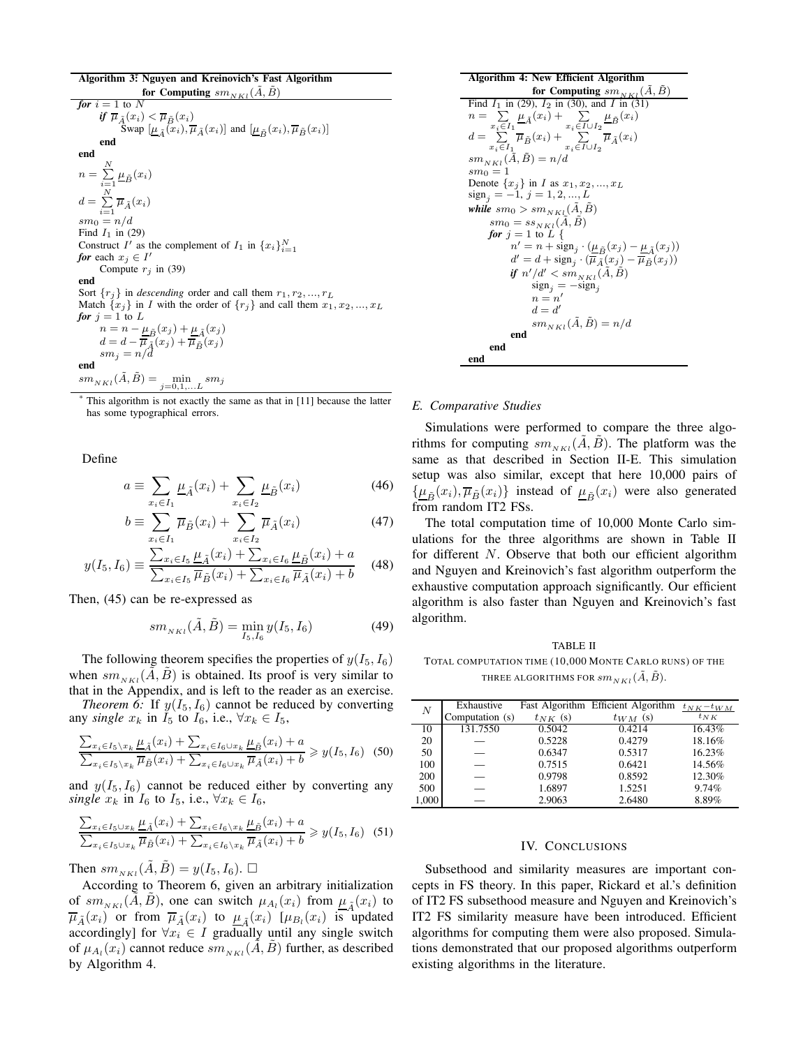**Algorithm 3:* Nguyen and Kreinovich's Fast Algorithm for Computing $sm_{NKl}(\tilde{A},\tilde{B})$**

```
for i = 1 to N
    if μ̄_Ã(x_i) < μ̄_B̃(x_i)
        Swap [μ_Ã(x_i), μ̄_Ã(x_i)] and [μ_B̃(x_i), μ̄_B̃(x_i)]
    end
end
n = Σ_{i=1}^{N} μ_B̃(x_i)
d = Σ_{i=1}^{N} μ̄_Ã(x_i)
sm_0 = n/d
Find I_1 in (29)
Construct I' as the complement of I_1 in {x_i}_{i=1}^N
for each x_j ∈ I'
    Compute r_j in (39)
end
Sort {r_j} in descending order and call them r_1, r_2, ..., r_L
Match {x_j} in I with the order of {r_j} and call them x_1, x_2, ..., x_L
for j = 1 to L
    n = n − μ_B̃(x_j) + μ_Ã(x_j)
    d = d − μ̄_Ã(x_j) + μ̄_B̃(x_j)
    sm_j = n/d
end
sm_NKl(Ã, B̃) = min_{j=0,1,...L} sm_j
```

\* This algorithm is not exactly the same as that in [11] because the latter has some typographical errors.

Define

$$a \equiv \sum_{x_i \in I_1} \underline{\mu}_{\tilde{A}}(x_i) + \sum_{x_i \in I_2} \underline{\mu}_{\tilde{B}}(x_i) \tag{46}$$

$$b \equiv \sum_{x_i \in I_1} \overline{\mu}_{\tilde{B}}(x_i) + \sum_{x_i \in I_2} \overline{\mu}_{\tilde{A}}(x_i) \tag{47}$$

$$y(I_5, I_6) \equiv \frac{\sum_{x_i \in I_5} \underline{\mu}_{\tilde{A}}(x_i) + \sum_{x_i \in I_6} \underline{\mu}_{\tilde{B}}(x_i) + a}{\sum_{x_i \in I_5} \overline{\mu}_{\tilde{B}}(x_i) + \sum_{x_i \in I_6} \overline{\mu}_{\tilde{A}}(x_i) + b} \tag{48}$$

Then, (45) can be re-expressed as

$$sm_{NKl}(\tilde{A},\tilde{B}) = \min_{I_5, I_6} y(I_5, I_6) \tag{49}$$

The following theorem specifies the properties of $y(I_5, I_6)$ when $sm_{NKl}(\tilde{A},\tilde{B})$ is obtained. Its proof is very similar to that in the Appendix, and is left to the reader as an exercise.

*Theorem 6:* If $y(I_5, I_6)$ cannot be reduced by converting any *single* $x_k$ in $I_5$ to $I_6$, i.e., $\forall x_k \in I_5$,

$$\frac{\sum_{x_i \in I_5 \setminus x_k} \underline{\mu}_{\tilde{A}}(x_i) + \sum_{x_i \in I_6 \cup x_k} \underline{\mu}_{\tilde{B}}(x_i) + a}{\sum_{x_i \in I_5 \setminus x_k} \overline{\mu}_{\tilde{B}}(x_i) + \sum_{x_i \in I_6 \cup x_k} \overline{\mu}_{\tilde{A}}(x_i) + b} \geqslant y(I_5, I_6) \tag{50}$$

and $y(I_5, I_6)$ cannot be reduced either by converting any *single* $x_k$ in $I_6$ to $I_5$, i.e., $\forall x_k \in I_6$,

$$\frac{\sum_{x_i \in I_5 \cup x_k} \underline{\mu}_{\tilde{A}}(x_i) + \sum_{x_i \in I_6 \setminus x_k} \underline{\mu}_{\tilde{B}}(x_i) + a}{\sum_{x_i \in I_5 \cup x_k} \overline{\mu}_{\tilde{B}}(x_i) + \sum_{x_i \in I_6 \setminus x_k} \overline{\mu}_{\tilde{A}}(x_i) + b} \geqslant y(I_5, I_6) \tag{51}$$

Then $sm_{NKl}(\tilde{A},\tilde{B}) = y(I_5, I_6)$. □

According to Theorem 6, given an arbitrary initialization of $sm_{NKl}(\tilde{A},\tilde{B})$, one can switch $\mu_{A_l}(x_i)$ from $\underline{\mu}_{\tilde{A}}(x_i)$ to $\overline{\mu}_{\tilde{A}}(x_i)$ or from $\overline{\mu}_{\tilde{A}}(x_i)$ to $\underline{\mu}_{\tilde{A}}(x_i)$ [$\mu_{B_l}(x_i)$ is updated accordingly] for $\forall x_i \in I$ gradually until any single switch of $\mu_{A_l}(x_i)$ cannot reduce $sm_{NKl}(\tilde{A},\tilde{B})$ further, as described by Algorithm 4.

**Algorithm 4: New Efficient Algorithm for Computing $sm_{NKl}(\tilde{A},\tilde{B})$**

```
Find I_1 in (29), I_2 in (30), and I in (31)
n = Σ_{x_i ∈ I_1} μ_Ã(x_i) + Σ_{x_i ∈ I ∪ I_2} μ_B̃(x_i)
d = Σ_{x_i ∈ I_1} μ̄_B̃(x_i) + Σ_{x_i ∈ I ∪ I_2} μ̄_Ã(x_i)
sm_NKl(Ã, B̃) = n/d
sm_0 = 1
Denote {x_j} in I as x_1, x_2, ..., x_L
sign_j = −1, j = 1, 2, ..., L
while sm_0 > sm_NKl(Ã, B̃)
    sm_0 = ss_NKl(Ã, B̃)
    for j = 1 to L {
        n' = n + sign_j · (μ_B̃(x_j) − μ_Ã(x_j))
        d' = d + sign_j · (μ̄_Ã(x_j) − μ̄_B̃(x_j))
        if n'/d' < sm_NKl(Ã, B̃)
            sign_j = −sign_j
            n = n'
            d = d'
            sm_NKl(Ã, B̃) = n/d
        end
    end
end
```

### *E. Comparative Studies*

Simulations were performed to compare the three algorithms for computing $sm_{NKl}(\tilde{A},\tilde{B})$. The platform was the same as that described in Section II-E. This simulation setup was also similar, except that here 10,000 pairs of $\{\underline{\mu}_{\tilde{B}}(x_i), \overline{\mu}_{\tilde{B}}(x_i)\}$ instead of $\underline{\mu}_{\tilde{B}}(x_i)$ were also generated from random IT2 FSs.

The total computation time of 10,000 Monte Carlo simulations for the three algorithms are shown in Table II for different $N$. Observe that both our efficient algorithm and Nguyen and Kreinovich's fast algorithm outperform the exhaustive computation approach significantly. Our efficient algorithm is also faster than Nguyen and Kreinovich's fast algorithm.

TABLE II
TOTAL COMPUTATION TIME (10,000 MONTE CARLO RUNS) OF THE THREE ALGORITHMS FOR $sm_{NKl}(\tilde{A},\tilde{B})$.

| $N$ | Exhaustive Computation (s) | Fast Algorithm $t_{NK}$ (s) | Efficient Algorithm $t_{WM}$ (s) | $\frac{t_{NK}-t_{WM}}{t_{NK}}$ |
|---|---|---|---|---|
| 10 | 131.7550 | 0.5042 | 0.4214 | 16.43% |
| 20 | — | 0.5228 | 0.4279 | 18.16% |
| 50 | — | 0.6347 | 0.5317 | 16.23% |
| 100 | — | 0.7515 | 0.6421 | 14.56% |
| 200 | — | 0.9798 | 0.8592 | 12.30% |
| 500 | — | 1.6897 | 1.5251 | 9.74% |
| 1,000 | — | 2.9063 | 2.6480 | 8.89% |

## IV. Conclusions

Subsethood and similarity measures are important concepts in FS theory. In this paper, Rickard et al.'s definition of IT2 FS subsethood measure and Nguyen and Kreinovich's IT2 FS similarity measure have been introduced. Efficient algorithms for computing them were also proposed. Simulations demonstrated that our proposed algorithms outperform existing algorithms in the literature.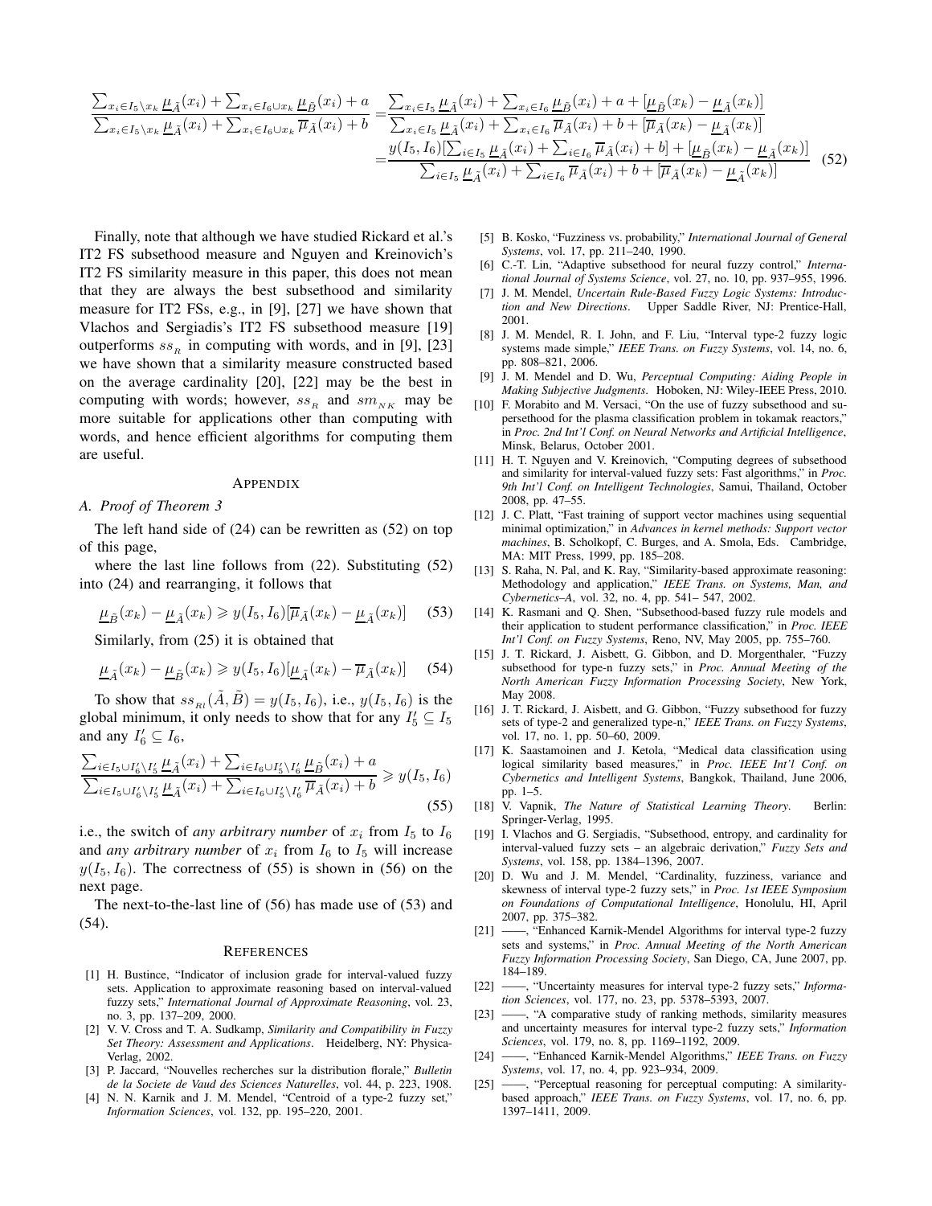$$
\begin{aligned}
\frac{\sum_{x_i\in I_5\backslash x_k}\underline{\mu}_{\tilde{A}}(x_i)+\sum_{x_i\in I_6\cup x_k}\underline{\mu}_{\tilde{B}}(x_i)+a}{\sum_{x_i\in I_5\backslash x_k}\underline{\mu}_{\tilde{A}}(x_i)+\sum_{x_i\in I_6\cup x_k}\overline{\mu}_{\tilde{A}}(x_i)+b}
=&\frac{\sum_{x_i\in I_5}\underline{\mu}_{\tilde{A}}(x_i)+\sum_{x_i\in I_6}\underline{\mu}_{\tilde{B}}(x_i)+a+[\underline{\mu}_{\tilde{B}}(x_k)-\underline{\mu}_{\tilde{A}}(x_k)]}{\sum_{x_i\in I_5}\underline{\mu}_{\tilde{A}}(x_i)+\sum_{x_i\in I_6}\overline{\mu}_{\tilde{A}}(x_i)+b+[\overline{\mu}_{\tilde{A}}(x_k)-\underline{\mu}_{\tilde{A}}(x_k)]}\\
=&\frac{y(I_5,I_6)[\sum_{i\in I_5}\underline{\mu}_{\tilde{A}}(x_i)+\sum_{i\in I_6}\overline{\mu}_{\tilde{A}}(x_i)+b]+[\underline{\mu}_{\tilde{B}}(x_k)-\underline{\mu}_{\tilde{A}}(x_k)]}{\sum_{i\in I_5}\underline{\mu}_{\tilde{A}}(x_i)+\sum_{i\in I_6}\overline{\mu}_{\tilde{A}}(x_i)+b+[\overline{\mu}_{\tilde{A}}(x_k)-\underline{\mu}_{\tilde{A}}(x_k)]}
\end{aligned}
\quad (52)
$$

Finally, note that although we have studied Rickard et al.'s IT2 FS subsethood measure and Nguyen and Kreinovich's IT2 FS similarity measure in this paper, this does not mean that they are always the best subsethood and similarity measure for IT2 FSs, e.g., in [9], [27] we have shown that Vlachos and Sergiadis's IT2 FS subsethood measure [19] outperforms $ss_R$ in computing with words, and in [9], [23] we have shown that a similarity measure constructed based on the average cardinality [20], [22] may be the best in computing with words; however, $ss_R$ and $sm_{NK}$ may be more suitable for applications other than computing with words, and hence efficient algorithms for computing them are useful.

## Appendix

### A. Proof of Theorem 3

The left hand side of (24) can be rewritten as (52) on top of this page,

where the last line follows from (22). Substituting (52) into (24) and rearranging, it follows that

$$\underline{\mu}_{\tilde{B}}(x_k)-\underline{\mu}_{\tilde{A}}(x_k)\geqslant y(I_5,I_6)[\overline{\mu}_{\tilde{A}}(x_k)-\underline{\mu}_{\tilde{A}}(x_k)] \quad (53)$$

Similarly, from (25) it is obtained that

$$\underline{\mu}_{\tilde{A}}(x_k)-\underline{\mu}_{\tilde{B}}(x_k)\geqslant y(I_5,I_6)[\underline{\mu}_{\tilde{A}}(x_k)-\overline{\mu}_{\tilde{A}}(x_k)] \quad (54)$$

To show that $ss_{Rl}(\tilde{A},\tilde{B})=y(I_5,I_6)$, i.e., $y(I_5,I_6)$ is the global minimum, it only needs to show that for any $I_5'\subseteq I_5$ and any $I_6'\subseteq I_6$,

$$\frac{\sum_{i\in I_5\cup I_6'\backslash I_5'}\underline{\mu}_{\tilde{A}}(x_i)+\sum_{i\in I_6\cup I_5'\backslash I_6'}\underline{\mu}_{\tilde{B}}(x_i)+a}{\sum_{i\in I_5\cup I_6'\backslash I_5'}\underline{\mu}_{\tilde{A}}(x_i)+\sum_{i\in I_6\cup I_5'\backslash I_6'}\overline{\mu}_{\tilde{A}}(x_i)+b}\geqslant y(I_5,I_6) \quad (55)$$

i.e., the switch of *any arbitrary number* of $x_i$ from $I_5$ to $I_6$ and *any arbitrary number* of $x_i$ from $I_6$ to $I_5$ will increase $y(I_5,I_6)$. The correctness of (55) is shown in (56) on the next page.

The next-to-the-last line of (56) has made use of (53) and (54).

## References

[1] H. Bustince, "Indicator of inclusion grade for interval-valued fuzzy sets. Application to approximate reasoning based on interval-valued fuzzy sets," *International Journal of Approximate Reasoning*, vol. 23, no. 3, pp. 137–209, 2000.

[2] V. V. Cross and T. A. Sudkamp, *Similarity and Compatibility in Fuzzy Set Theory: Assessment and Applications*. Heidelberg, NY: Physica-Verlag, 2002.

[3] P. Jaccard, "Nouvelles recherches sur la distribution florale," *Bulletin de la Societe de Vaud des Sciences Naturelles*, vol. 44, p. 223, 1908.

[4] N. N. Karnik and J. M. Mendel, "Centroid of a type-2 fuzzy set," *Information Sciences*, vol. 132, pp. 195–220, 2001.

[5] B. Kosko, "Fuzziness vs. probability," *International Journal of General Systems*, vol. 17, pp. 211–240, 1990.

[6] C.-T. Lin, "Adaptive subsethood for neural fuzzy control," *International Journal of Systems Science*, vol. 27, no. 10, pp. 937–955, 1996.

[7] J. M. Mendel, *Uncertain Rule-Based Fuzzy Logic Systems: Introduction and New Directions*. Upper Saddle River, NJ: Prentice-Hall, 2001.

[8] J. M. Mendel, R. I. John, and F. Liu, "Interval type-2 fuzzy logic systems made simple," *IEEE Trans. on Fuzzy Systems*, vol. 14, no. 6, pp. 808–821, 2006.

[9] J. M. Mendel and D. Wu, *Perceptual Computing: Aiding People in Making Subjective Judgments*. Hoboken, NJ: Wiley-IEEE Press, 2010.

[10] F. Morabito and M. Versaci, "On the use of fuzzy subsethood and supersethood for the plasma classification problem in tokamak reactors," in *Proc. 2nd Int'l Conf. on Neural Networks and Artificial Intelligence*, Minsk, Belarus, October 2001.

[11] H. T. Nguyen and V. Kreinovich, "Computing degrees of subsethood and similarity for interval-valued fuzzy sets: Fast algorithms," in *Proc. 9th Int'l Conf. on Intelligent Technologies*, Samui, Thailand, October 2008, pp. 47–55.

[12] J. C. Platt, "Fast training of support vector machines using sequential minimal optimization," in *Advances in kernel methods: Support vector machines*, B. Scholkopf, C. Burges, and A. Smola, Eds. Cambridge, MA: MIT Press, 1999, pp. 185–208.

[13] S. Raha, N. Pal, and K. Ray, "Similarity-based approximate reasoning: Methodology and application," *IEEE Trans. on Systems, Man, and Cybernetics–A*, vol. 32, no. 4, pp. 541– 547, 2002.

[14] K. Rasmani and Q. Shen, "Subsethood-based fuzzy rule models and their application to student performance classification," in *Proc. IEEE Int'l Conf. on Fuzzy Systems*, Reno, NV, May 2005, pp. 755–760.

[15] J. T. Rickard, J. Aisbett, G. Gibbon, and D. Morgenthaler, "Fuzzy subsethood for type-n fuzzy sets," in *Proc. Annual Meeting of the North American Fuzzy Information Processing Society*, New York, May 2008.

[16] J. T. Rickard, J. Aisbett, and G. Gibbon, "Fuzzy subsethood for fuzzy sets of type-2 and generalized type-n," *IEEE Trans. on Fuzzy Systems*, vol. 17, no. 1, pp. 50–60, 2009.

[17] K. Saastamoinen and J. Ketola, "Medical data classification using logical similarity based measures," in *Proc. IEEE Int'l Conf. on Cybernetics and Intelligent Systems*, Bangkok, Thailand, June 2006, pp. 1–5.

[18] V. Vapnik, *The Nature of Statistical Learning Theory*. Berlin: Springer-Verlag, 1995.

[19] I. Vlachos and G. Sergiadis, "Subsethood, entropy, and cardinality for interval-valued fuzzy sets – an algebraic derivation," *Fuzzy Sets and Systems*, vol. 158, pp. 1384–1396, 2007.

[20] D. Wu and J. M. Mendel, "Cardinality, fuzziness, variance and skewness of interval type-2 fuzzy sets," in *Proc. 1st IEEE Symposium on Foundations of Computational Intelligence*, Honolulu, HI, April 2007, pp. 375–382.

[21] ——, "Enhanced Karnik-Mendel Algorithms for interval type-2 fuzzy sets and systems," in *Proc. Annual Meeting of the North American Fuzzy Information Processing Society*, San Diego, CA, June 2007, pp. 184–189.

[22] ——, "Uncertainty measures for interval type-2 fuzzy sets," *Information Sciences*, vol. 177, no. 23, pp. 5378–5393, 2007.

[23] ——, "A comparative study of ranking methods, similarity measures and uncertainty measures for interval type-2 fuzzy sets," *Information Sciences*, vol. 179, no. 8, pp. 1169–1192, 2009.

[24] ——, "Enhanced Karnik-Mendel Algorithms," *IEEE Trans. on Fuzzy Systems*, vol. 17, no. 4, pp. 923–934, 2009.

[25] ——, "Perceptual reasoning for perceptual computing: A similarity-based approach," *IEEE Trans. on Fuzzy Systems*, vol. 17, no. 6, pp. 1397–1411, 2009.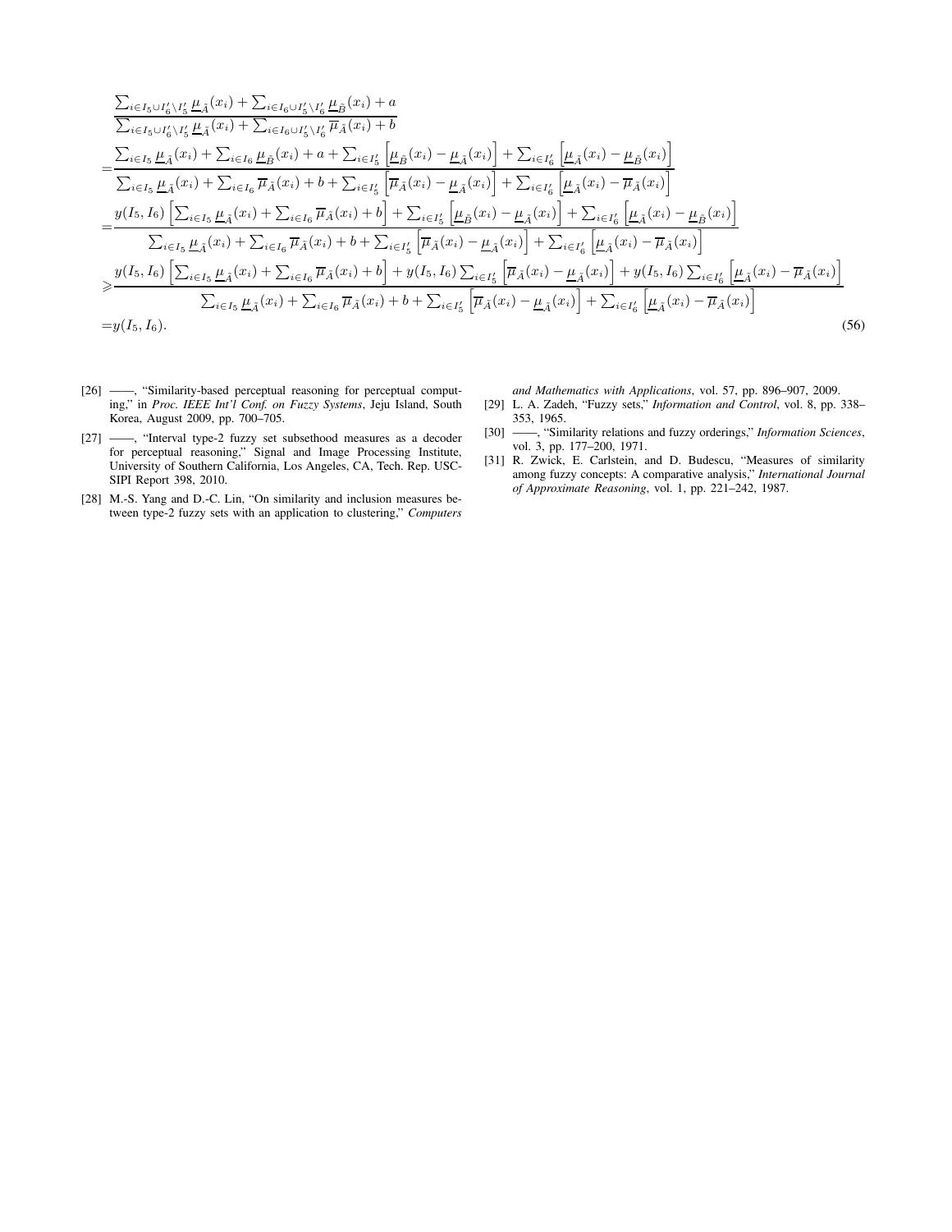$$
\begin{aligned}
&\frac{\sum_{i\in I_5\cup I_6'\setminus I_5'}\underline{\mu}_{\tilde{A}}(x_i)+\sum_{i\in I_6\cup I_5'\setminus I_6'}\underline{\mu}_{\tilde{B}}(x_i)+a}{\sum_{i\in I_5\cup I_6'\setminus I_5'}\underline{\mu}_{\tilde{A}}(x_i)+\sum_{i\in I_6\cup I_5'\setminus I_6'}\overline{\mu}_{\tilde{A}}(x_i)+b}\\
=&\frac{\sum_{i\in I_5}\underline{\mu}_{\tilde{A}}(x_i)+\sum_{i\in I_6}\underline{\mu}_{\tilde{B}}(x_i)+a+\sum_{i\in I_5'}\left[\underline{\mu}_{\tilde{B}}(x_i)-\underline{\mu}_{\tilde{A}}(x_i)\right]+\sum_{i\in I_6'}\left[\underline{\mu}_{\tilde{A}}(x_i)-\underline{\mu}_{\tilde{B}}(x_i)\right]}{\sum_{i\in I_5}\underline{\mu}_{\tilde{A}}(x_i)+\sum_{i\in I_6}\overline{\mu}_{\tilde{A}}(x_i)+b+\sum_{i\in I_5'}\left[\overline{\mu}_{\tilde{A}}(x_i)-\underline{\mu}_{\tilde{A}}(x_i)\right]+\sum_{i\in I_6'}\left[\underline{\mu}_{\tilde{A}}(x_i)-\overline{\mu}_{\tilde{A}}(x_i)\right]}\\
=&\frac{y(I_5,I_6)\left[\sum_{i\in I_5}\underline{\mu}_{\tilde{A}}(x_i)+\sum_{i\in I_6}\overline{\mu}_{\tilde{A}}(x_i)+b\right]+\sum_{i\in I_5'}\left[\underline{\mu}_{\tilde{B}}(x_i)-\underline{\mu}_{\tilde{A}}(x_i)\right]+\sum_{i\in I_6'}\left[\underline{\mu}_{\tilde{A}}(x_i)-\underline{\mu}_{\tilde{B}}(x_i)\right]}{\sum_{i\in I_5}\underline{\mu}_{\tilde{A}}(x_i)+\sum_{i\in I_6}\overline{\mu}_{\tilde{A}}(x_i)+b+\sum_{i\in I_5'}\left[\overline{\mu}_{\tilde{A}}(x_i)-\underline{\mu}_{\tilde{A}}(x_i)\right]+\sum_{i\in I_6'}\left[\underline{\mu}_{\tilde{A}}(x_i)-\overline{\mu}_{\tilde{A}}(x_i)\right]}\\
\geqslant&\frac{y(I_5,I_6)\left[\sum_{i\in I_5}\underline{\mu}_{\tilde{A}}(x_i)+\sum_{i\in I_6}\overline{\mu}_{\tilde{A}}(x_i)+b\right]+y(I_5,I_6)\sum_{i\in I_5'}\left[\overline{\mu}_{\tilde{A}}(x_i)-\underline{\mu}_{\tilde{A}}(x_i)\right]+y(I_5,I_6)\sum_{i\in I_6'}\left[\underline{\mu}_{\tilde{A}}(x_i)-\overline{\mu}_{\tilde{A}}(x_i)\right]}{\sum_{i\in I_5}\underline{\mu}_{\tilde{A}}(x_i)+\sum_{i\in I_6}\overline{\mu}_{\tilde{A}}(x_i)+b+\sum_{i\in I_5'}\left[\overline{\mu}_{\tilde{A}}(x_i)-\underline{\mu}_{\tilde{A}}(x_i)\right]+\sum_{i\in I_6'}\left[\underline{\mu}_{\tilde{A}}(x_i)-\overline{\mu}_{\tilde{A}}(x_i)\right]}\\
=&y(I_5,I_6). \qquad (56)
\end{aligned}
$$

[26] ——, "Similarity-based perceptual reasoning for perceptual computing," in *Proc. IEEE Int'l Conf. on Fuzzy Systems*, Jeju Island, South Korea, August 2009, pp. 700–705.

[27] ——, "Interval type-2 fuzzy set subsethood measures as a decoder for perceptual reasoning," Signal and Image Processing Institute, University of Southern California, Los Angeles, CA, Tech. Rep. USC-SIPI Report 398, 2010.

[28] M.-S. Yang and D.-C. Lin, "On similarity and inclusion measures between type-2 fuzzy sets with an application to clustering," *Computers and Mathematics with Applications*, vol. 57, pp. 896–907, 2009.

[29] L. A. Zadeh, "Fuzzy sets," *Information and Control*, vol. 8, pp. 338–353, 1965.

[30] ——, "Similarity relations and fuzzy orderings," *Information Sciences*, vol. 3, pp. 177–200, 1971.

[31] R. Zwick, E. Carlstein, and D. Budescu, "Measures of similarity among fuzzy concepts: A comparative analysis," *International Journal of Approximate Reasoning*, vol. 1, pp. 221–242, 1987.